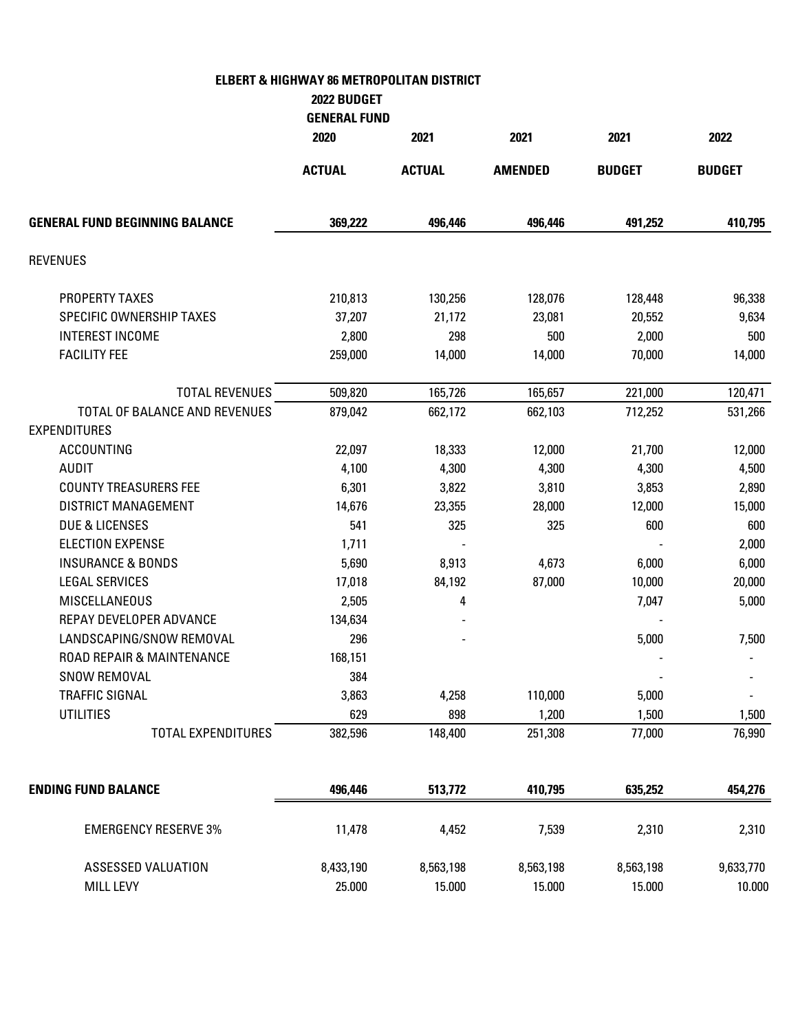**ELBERT & HIGHWAY 86 METROPOLITAN DISTRICT**

**2022 BUDGET**

**GENERAL FUND**

| | 2020 | 2021 | 2021 | 2021 | 2022 |
|---|---|---|---|---|---|
| | **ACTUAL** | **ACTUAL** | **AMENDED** | **BUDGET** | **BUDGET** |
| **GENERAL FUND BEGINNING BALANCE** | **369,222** | **496,446** | **496,446** | **491,252** | **410,795** |
| REVENUES | | | | | |
| PROPERTY TAXES | 210,813 | 130,256 | 128,076 | 128,448 | 96,338 |
| SPECIFIC OWNERSHIP TAXES | 37,207 | 21,172 | 23,081 | 20,552 | 9,634 |
| INTEREST INCOME | 2,800 | 298 | 500 | 2,000 | 500 |
| FACILITY FEE | 259,000 | 14,000 | 14,000 | 70,000 | 14,000 |
| TOTAL REVENUES | 509,820 | 165,726 | 165,657 | 221,000 | 120,471 |
| TOTAL OF BALANCE AND REVENUES | 879,042 | 662,172 | 662,103 | 712,252 | 531,266 |
| EXPENDITURES | | | | | |
| ACCOUNTING | 22,097 | 18,333 | 12,000 | 21,700 | 12,000 |
| AUDIT | 4,100 | 4,300 | 4,300 | 4,300 | 4,500 |
| COUNTY TREASURERS FEE | 6,301 | 3,822 | 3,810 | 3,853 | 2,890 |
| DISTRICT MANAGEMENT | 14,676 | 23,355 | 28,000 | 12,000 | 15,000 |
| DUE & LICENSES | 541 | 325 | 325 | 600 | 600 |
| ELECTION EXPENSE | 1,711 | - | | - | 2,000 |
| INSURANCE & BONDS | 5,690 | 8,913 | 4,673 | 6,000 | 6,000 |
| LEGAL SERVICES | 17,018 | 84,192 | 87,000 | 10,000 | 20,000 |
| MISCELLANEOUS | 2,505 | 4 | | 7,047 | 5,000 |
| REPAY DEVELOPER ADVANCE | 134,634 | - | | - | |
| LANDSCAPING/SNOW REMOVAL | 296 | - | | 5,000 | 7,500 |
| ROAD REPAIR & MAINTENANCE | 168,151 | | | - | - |
| SNOW REMOVAL | 384 | | | - | - |
| TRAFFIC SIGNAL | 3,863 | 4,258 | 110,000 | 5,000 | - |
| UTILITIES | 629 | 898 | 1,200 | 1,500 | 1,500 |
| TOTAL EXPENDITURES | 382,596 | 148,400 | 251,308 | 77,000 | 76,990 |
| **ENDING FUND BALANCE** | **496,446** | **513,772** | **410,795** | **635,252** | **454,276** |
| EMERGENCY RESERVE 3% | 11,478 | 4,452 | 7,539 | 2,310 | 2,310 |
| ASSESSED VALUATION | 8,433,190 | 8,563,198 | 8,563,198 | 8,563,198 | 9,633,770 |
| MILL LEVY | 25.000 | 15.000 | 15.000 | 15.000 | 10.000 |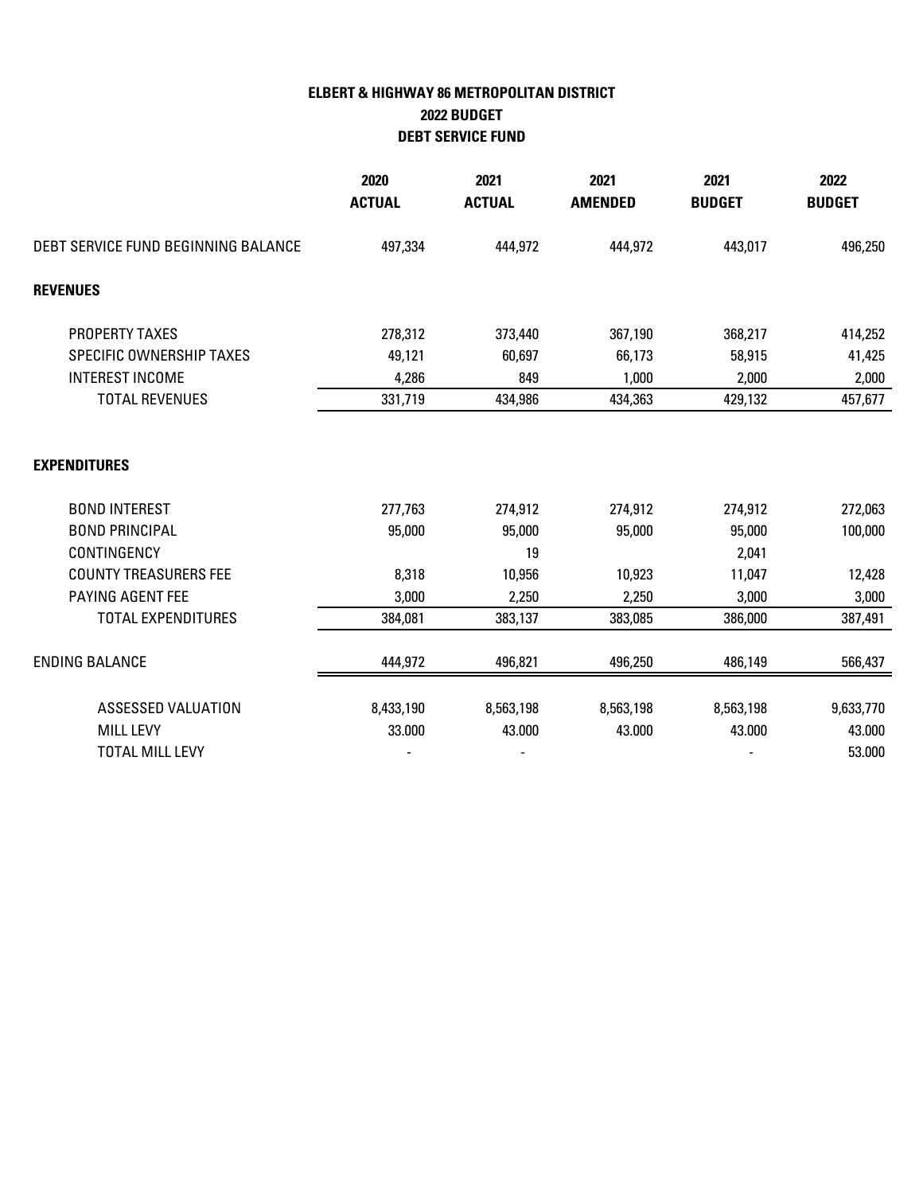# ELBERT & HIGHWAY 86 METROPOLITAN DISTRICT
## 2022 BUDGET
## DEBT SERVICE FUND

| | 2020 ACTUAL | 2021 ACTUAL | 2021 AMENDED | 2021 BUDGET | 2022 BUDGET |
|---|---|---|---|---|---|
| DEBT SERVICE FUND BEGINNING BALANCE | 497,334 | 444,972 | 444,972 | 443,017 | 496,250 |
| **REVENUES** | | | | | |
| PROPERTY TAXES | 278,312 | 373,440 | 367,190 | 368,217 | 414,252 |
| SPECIFIC OWNERSHIP TAXES | 49,121 | 60,697 | 66,173 | 58,915 | 41,425 |
| INTEREST INCOME | 4,286 | 849 | 1,000 | 2,000 | 2,000 |
| TOTAL REVENUES | 331,719 | 434,986 | 434,363 | 429,132 | 457,677 |
| **EXPENDITURES** | | | | | |
| BOND INTEREST | 277,763 | 274,912 | 274,912 | 274,912 | 272,063 |
| BOND PRINCIPAL | 95,000 | 95,000 | 95,000 | 95,000 | 100,000 |
| CONTINGENCY | | 19 | | 2,041 | |
| COUNTY TREASURERS FEE | 8,318 | 10,956 | 10,923 | 11,047 | 12,428 |
| PAYING AGENT FEE | 3,000 | 2,250 | 2,250 | 3,000 | 3,000 |
| TOTAL EXPENDITURES | 384,081 | 383,137 | 383,085 | 386,000 | 387,491 |
| ENDING BALANCE | 444,972 | 496,821 | 496,250 | 486,149 | 566,437 |
| ASSESSED VALUATION | 8,433,190 | 8,563,198 | 8,563,198 | 8,563,198 | 9,633,770 |
| MILL LEVY | 33.000 | 43.000 | 43.000 | 43.000 | 43.000 |
| TOTAL MILL LEVY | - | - | | - | 53.000 |